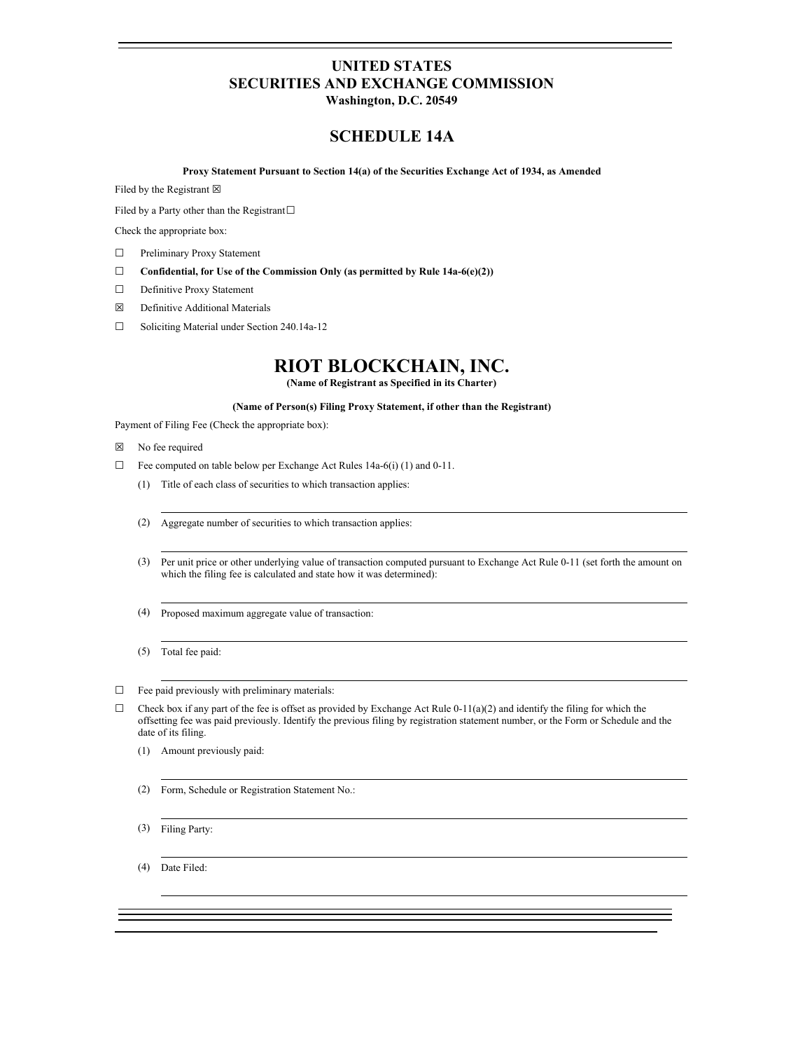# UNITED STATES
# SECURITIES AND EXCHANGE COMMISSION
**Washington, D.C. 20549**

## SCHEDULE 14A

**Proxy Statement Pursuant to Section 14(a) of the Securities Exchange Act of 1934, as Amended**

Filed by the Registrant ☒

Filed by a Party other than the Registrant ☐

Check the appropriate box:

☐ Preliminary Proxy Statement

☐ **Confidential, for Use of the Commission Only (as permitted by Rule 14a-6(e)(2))**

☐ Definitive Proxy Statement

☒ Definitive Additional Materials

☐ Soliciting Material under Section 240.14a-12

# RIOT BLOCKCHAIN, INC.
**(Name of Registrant as Specified in its Charter)**

**(Name of Person(s) Filing Proxy Statement, if other than the Registrant)**

Payment of Filing Fee (Check the appropriate box):

☒ No fee required

☐ Fee computed on table below per Exchange Act Rules 14a-6(i) (1) and 0-11.

(1) Title of each class of securities to which transaction applies:

(2) Aggregate number of securities to which transaction applies:

(3) Per unit price or other underlying value of transaction computed pursuant to Exchange Act Rule 0-11 (set forth the amount on which the filing fee is calculated and state how it was determined):

(4) Proposed maximum aggregate value of transaction:

(5) Total fee paid:

☐ Fee paid previously with preliminary materials:

☐ Check box if any part of the fee is offset as provided by Exchange Act Rule 0-11(a)(2) and identify the filing for which the offsetting fee was paid previously. Identify the previous filing by registration statement number, or the Form or Schedule and the date of its filing.

(1) Amount previously paid:

(2) Form, Schedule or Registration Statement No.:

(3) Filing Party:

(4) Date Filed: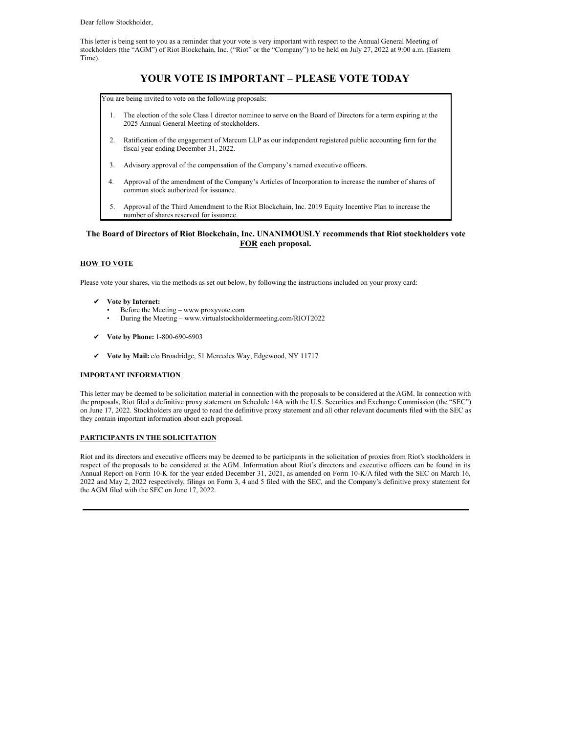Dear fellow Stockholder,

This letter is being sent to you as a reminder that your vote is very important with respect to the Annual General Meeting of stockholders (the "AGM") of Riot Blockchain, Inc. ("Riot" or the "Company") to be held on July 27, 2022 at 9:00 a.m. (Eastern Time).

# YOUR VOTE IS IMPORTANT – PLEASE VOTE TODAY

You are being invited to vote on the following proposals:

1. The election of the sole Class I director nominee to serve on the Board of Directors for a term expiring at the 2025 Annual General Meeting of stockholders.
2. Ratification of the engagement of Marcum LLP as our independent registered public accounting firm for the fiscal year ending December 31, 2022.
3. Advisory approval of the compensation of the Company's named executive officers.
4. Approval of the amendment of the Company's Articles of Incorporation to increase the number of shares of common stock authorized for issuance.
5. Approval of the Third Amendment to the Riot Blockchain, Inc. 2019 Equity Incentive Plan to increase the number of shares reserved for issuance.

**The Board of Directors of Riot Blockchain, Inc. UNANIMOUSLY recommends that Riot stockholders vote FOR each proposal.**

## HOW TO VOTE

Please vote your shares, via the methods as set out below, by following the instructions included on your proxy card:

- ✔ **Vote by Internet:**
  - Before the Meeting – www.proxyvote.com
  - During the Meeting – www.virtualstockholdermeeting.com/RIOT2022
- ✔ **Vote by Phone:** 1-800-690-6903
- ✔ **Vote by Mail:** c/o Broadridge, 51 Mercedes Way, Edgewood, NY 11717

## IMPORTANT INFORMATION

This letter may be deemed to be solicitation material in connection with the proposals to be considered at the AGM. In connection with the proposals, Riot filed a definitive proxy statement on Schedule 14A with the U.S. Securities and Exchange Commission (the "SEC") on June 17, 2022. Stockholders are urged to read the definitive proxy statement and all other relevant documents filed with the SEC as they contain important information about each proposal.

## PARTICIPANTS IN THE SOLICITATION

Riot and its directors and executive officers may be deemed to be participants in the solicitation of proxies from Riot's stockholders in respect of the proposals to be considered at the AGM. Information about Riot's directors and executive officers can be found in its Annual Report on Form 10-K for the year ended December 31, 2021, as amended on Form 10-K/A filed with the SEC on March 16, 2022 and May 2, 2022 respectively, filings on Form 3, 4 and 5 filed with the SEC, and the Company's definitive proxy statement for the AGM filed with the SEC on June 17, 2022.